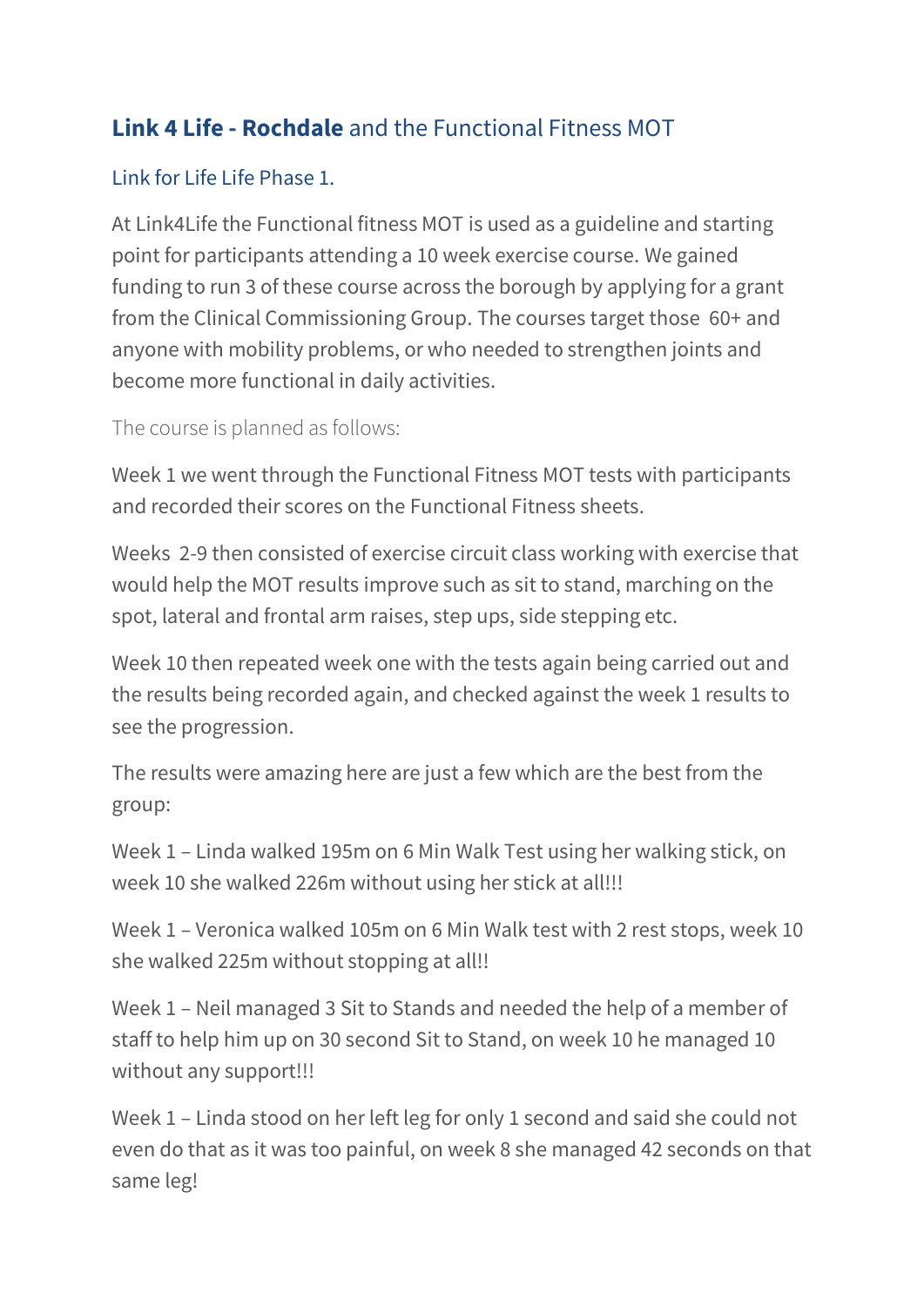## **Link 4 Life - Rochdale** and the Functional Fitness MOT

### Link for Life Life Phase 1.

At Link4Life the Functional fitness MOT is used as a guideline and starting point for participants attending a 10 week exercise course. We gained funding to run 3 of these course across the borough by applying for a grant from the Clinical Commissioning Group. The courses target those 60+ and anyone with mobility problems, or who needed to strengthen joints and become more functional in daily activities.

The course is planned as follows:

Week 1 we went through the Functional Fitness MOT tests with participants and recorded their scores on the Functional Fitness sheets.

Weeks 2-9 then consisted of exercise circuit class working with exercise that would help the MOT results improve such as sit to stand, marching on the spot, lateral and frontal arm raises, step ups, side stepping etc.

Week 10 then repeated week one with the tests again being carried out and the results being recorded again, and checked against the week 1 results to see the progression.

The results were amazing here are just a few which are the best from the group:

Week 1 – Linda walked 195m on 6 Min Walk Test using her walking stick, on week 10 she walked 226m without using her stick at all!!!

Week 1 – Veronica walked 105m on 6 Min Walk test with 2 rest stops, week 10 she walked 225m without stopping at all!!

Week 1 – Neil managed 3 Sit to Stands and needed the help of a member of staff to help him up on 30 second Sit to Stand, on week 10 he managed 10 without any support!!!

Week 1 – Linda stood on her left leg for only 1 second and said she could not even do that as it was too painful, on week 8 she managed 42 seconds on that same leg!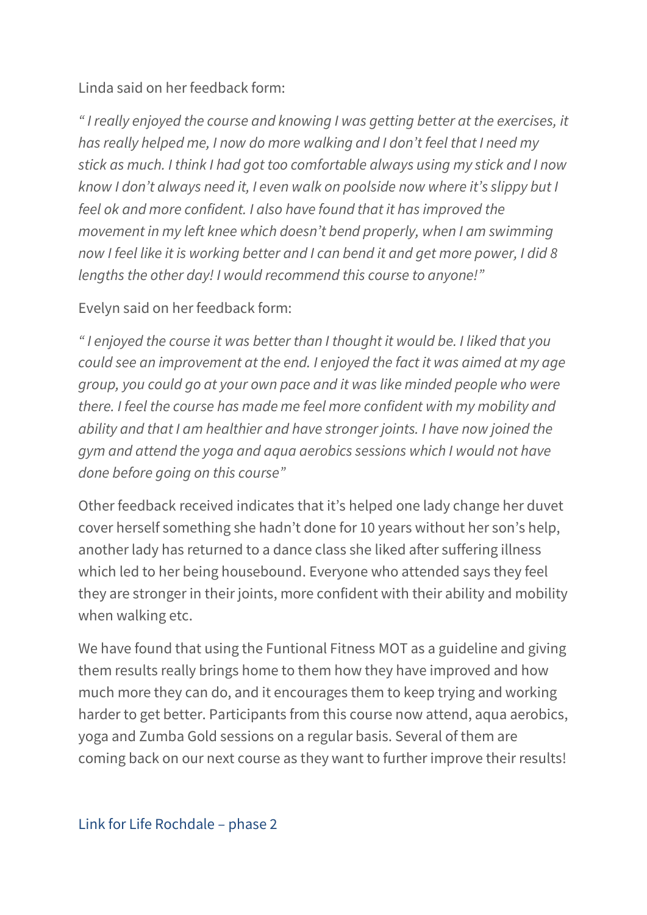Linda said on her feedback form:

*" I really enjoyed the course and knowing I was getting better at the exercises, it has really helped me, I now do more walking and I don't feel that I need my stick as much. I think I had got too comfortable always using my stick and I now know I don't always need it, I even walk on poolside now where it's slippy but I feel ok and more confident. I also have found that it has improved the movement in my left knee which doesn't bend properly, when I am swimming now I feel like it is working better and I can bend it and get more power, I did 8 lengths the other day! I would recommend this course to anyone!"*

Evelyn said on her feedback form:

*" I enjoyed the course it was better than I thought it would be. I liked that you could see an improvement at the end. I enjoyed the fact it was aimed at my age group, you could go at your own pace and it was like minded people who were there. I feel the course has made me feel more confident with my mobility and ability and that I am healthier and have stronger joints. I have now joined the gym and attend the yoga and aqua aerobics sessions which I would not have done before going on this course"*

Other feedback received indicates that it's helped one lady change her duvet cover herself something she hadn't done for 10 years without her son's help, another lady has returned to a dance class she liked after suffering illness which led to her being housebound. Everyone who attended says they feel they are stronger in their joints, more confident with their ability and mobility when walking etc.

We have found that using the Funtional Fitness MOT as a guideline and giving them results really brings home to them how they have improved and how much more they can do, and it encourages them to keep trying and working harder to get better. Participants from this course now attend, aqua aerobics, yoga and Zumba Gold sessions on a regular basis. Several of them are coming back on our next course as they want to further improve their results!

Link for Life Rochdale – phase 2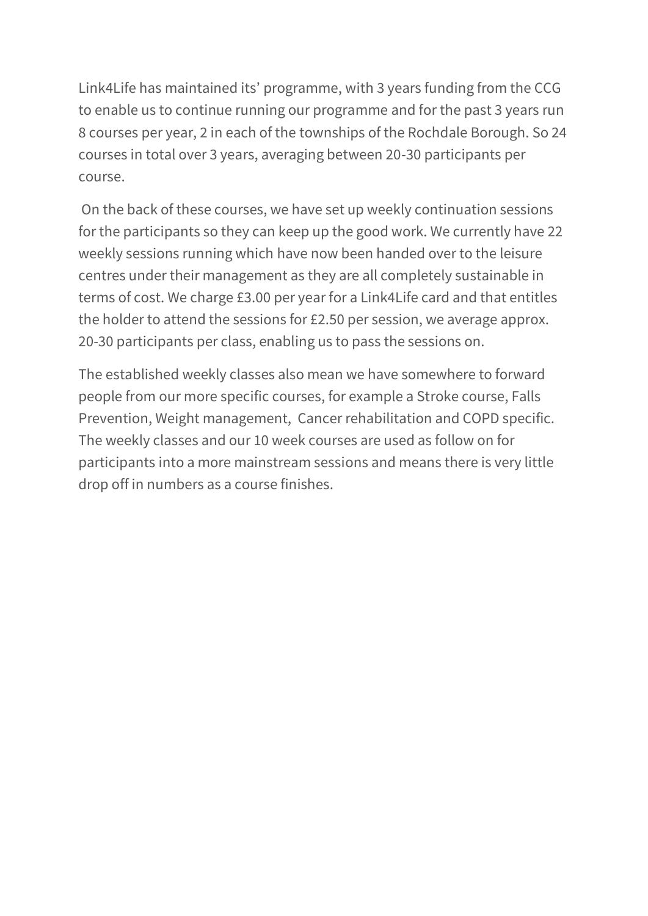Link4Life has maintained its' programme, with 3 years funding from the CCG to enable us to continue running our programme and for the past 3 years run 8 courses per year, 2 in each of the townships of the Rochdale Borough. So 24 courses in total over 3 years, averaging between 20-30 participants per course.

On the back of these courses, we have set up weekly continuation sessions for the participants so they can keep up the good work. We currently have 22 weekly sessions running which have now been handed over to the leisure centres under their management as they are all completely sustainable in terms of cost. We charge £3.00 per year for a Link4Life card and that entitles the holder to attend the sessions for £2.50 per session, we average approx. 20-30 participants per class, enabling us to pass the sessions on.

The established weekly classes also mean we have somewhere to forward people from our more specific courses, for example a Stroke course, Falls Prevention, Weight management, Cancer rehabilitation and COPD specific. The weekly classes and our 10 week courses are used as follow on for participants into a more mainstream sessions and means there is very little drop off in numbers as a course finishes.